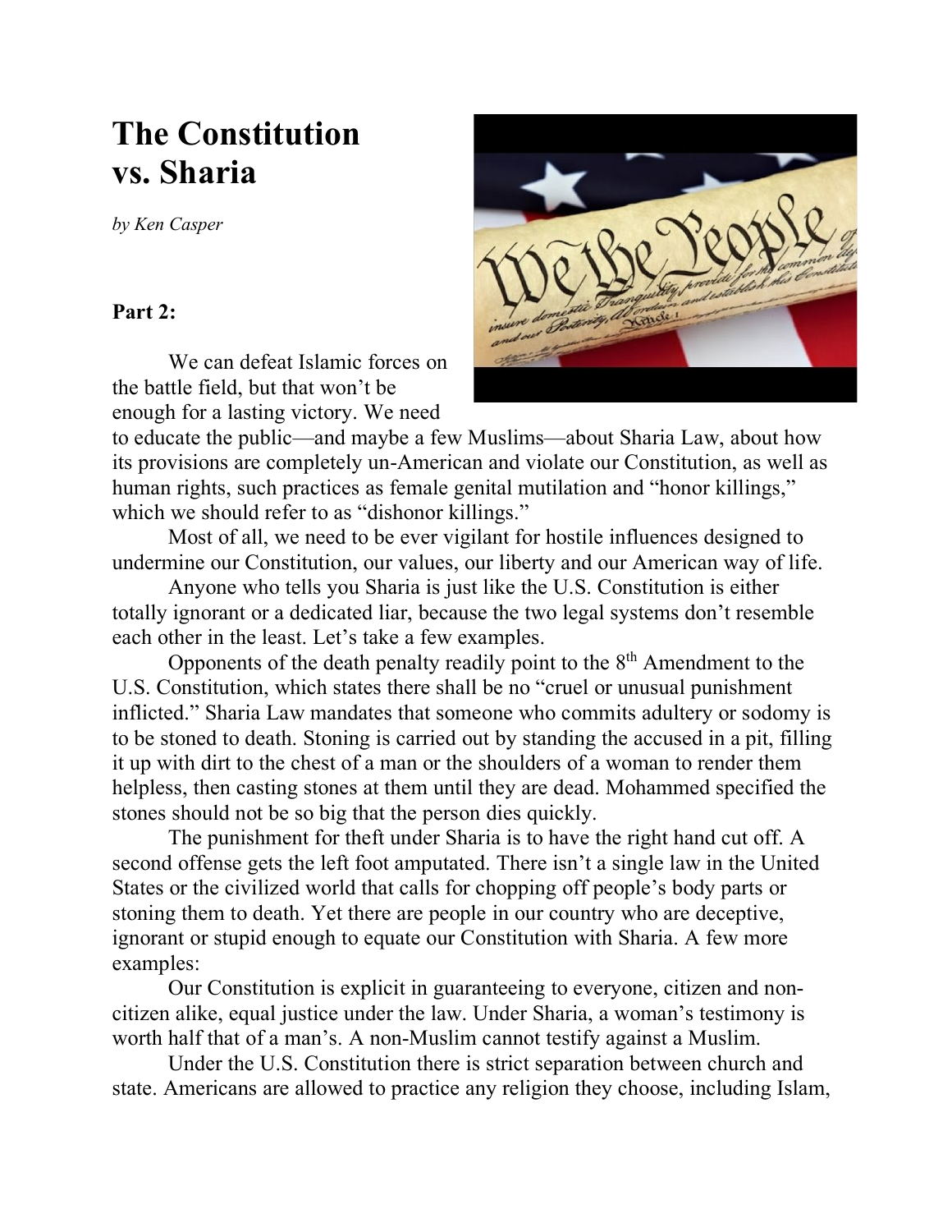# The Constitution vs. Sharia

*by Ken Casper*

**Part 2:**

We can defeat Islamic forces on the battle field, but that won't be enough for a lasting victory. We need to educate the public—and maybe a few Muslims—about Sharia Law, about how its provisions are completely un-American and violate our Constitution, as well as human rights, such practices as female genital mutilation and "honor killings," which we should refer to as "dishonor killings."

Most of all, we need to be ever vigilant for hostile influences designed to undermine our Constitution, our values, our liberty and our American way of life.

Anyone who tells you Sharia is just like the U.S. Constitution is either totally ignorant or a dedicated liar, because the two legal systems don't resemble each other in the least. Let's take a few examples.

Opponents of the death penalty readily point to the 8th Amendment to the U.S. Constitution, which states there shall be no "cruel or unusual punishment inflicted." Sharia Law mandates that someone who commits adultery or sodomy is to be stoned to death. Stoning is carried out by standing the accused in a pit, filling it up with dirt to the chest of a man or the shoulders of a woman to render them helpless, then casting stones at them until they are dead. Mohammed specified the stones should not be so big that the person dies quickly.

The punishment for theft under Sharia is to have the right hand cut off. A second offense gets the left foot amputated. There isn't a single law in the United States or the civilized world that calls for chopping off people's body parts or stoning them to death. Yet there are people in our country who are deceptive, ignorant or stupid enough to equate our Constitution with Sharia. A few more examples:

Our Constitution is explicit in guaranteeing to everyone, citizen and non-citizen alike, equal justice under the law. Under Sharia, a woman's testimony is worth half that of a man's. A non-Muslim cannot testify against a Muslim.

Under the U.S. Constitution there is strict separation between church and state. Americans are allowed to practice any religion they choose, including Islam,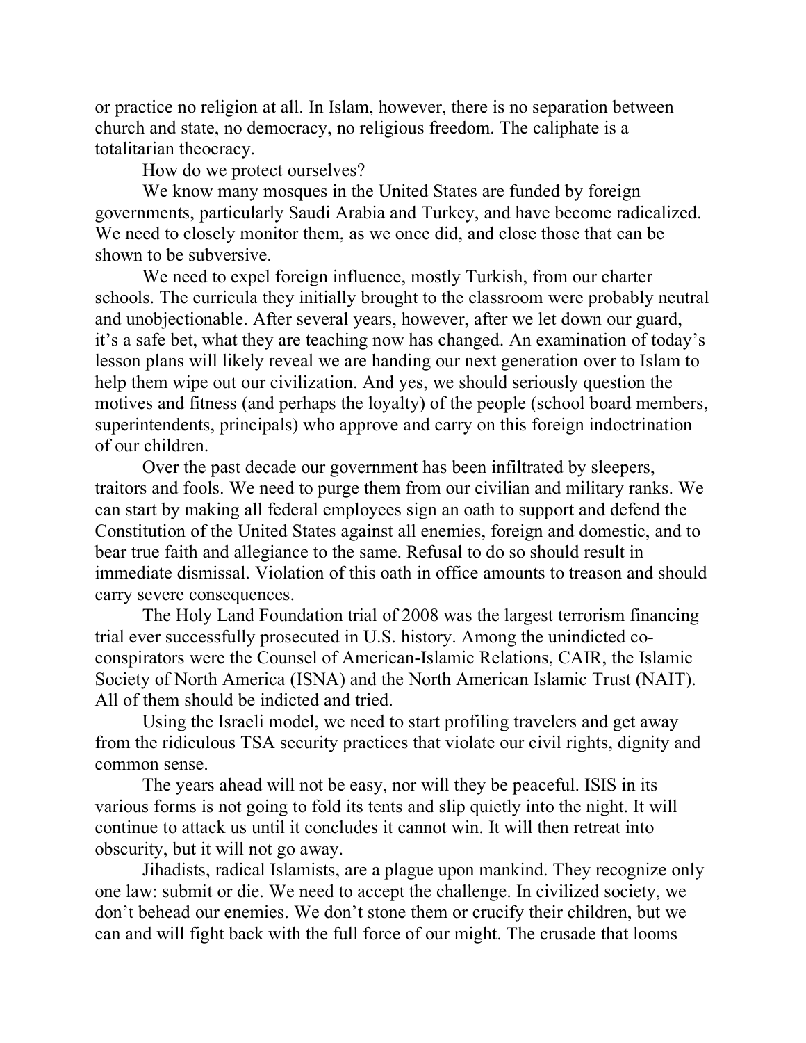or practice no religion at all. In Islam, however, there is no separation between church and state, no democracy, no religious freedom. The caliphate is a totalitarian theocracy.

How do we protect ourselves?

We know many mosques in the United States are funded by foreign governments, particularly Saudi Arabia and Turkey, and have become radicalized. We need to closely monitor them, as we once did, and close those that can be shown to be subversive.

We need to expel foreign influence, mostly Turkish, from our charter schools. The curricula they initially brought to the classroom were probably neutral and unobjectionable. After several years, however, after we let down our guard, it's a safe bet, what they are teaching now has changed. An examination of today's lesson plans will likely reveal we are handing our next generation over to Islam to help them wipe out our civilization. And yes, we should seriously question the motives and fitness (and perhaps the loyalty) of the people (school board members, superintendents, principals) who approve and carry on this foreign indoctrination of our children.

Over the past decade our government has been infiltrated by sleepers, traitors and fools. We need to purge them from our civilian and military ranks. We can start by making all federal employees sign an oath to support and defend the Constitution of the United States against all enemies, foreign and domestic, and to bear true faith and allegiance to the same. Refusal to do so should result in immediate dismissal. Violation of this oath in office amounts to treason and should carry severe consequences.

The Holy Land Foundation trial of 2008 was the largest terrorism financing trial ever successfully prosecuted in U.S. history. Among the unindicted co-conspirators were the Counsel of American-Islamic Relations, CAIR, the Islamic Society of North America (ISNA) and the North American Islamic Trust (NAIT). All of them should be indicted and tried.

Using the Israeli model, we need to start profiling travelers and get away from the ridiculous TSA security practices that violate our civil rights, dignity and common sense.

The years ahead will not be easy, nor will they be peaceful. ISIS in its various forms is not going to fold its tents and slip quietly into the night. It will continue to attack us until it concludes it cannot win. It will then retreat into obscurity, but it will not go away.

Jihadists, radical Islamists, are a plague upon mankind. They recognize only one law: submit or die. We need to accept the challenge. In civilized society, we don't behead our enemies. We don't stone them or crucify their children, but we can and will fight back with the full force of our might. The crusade that looms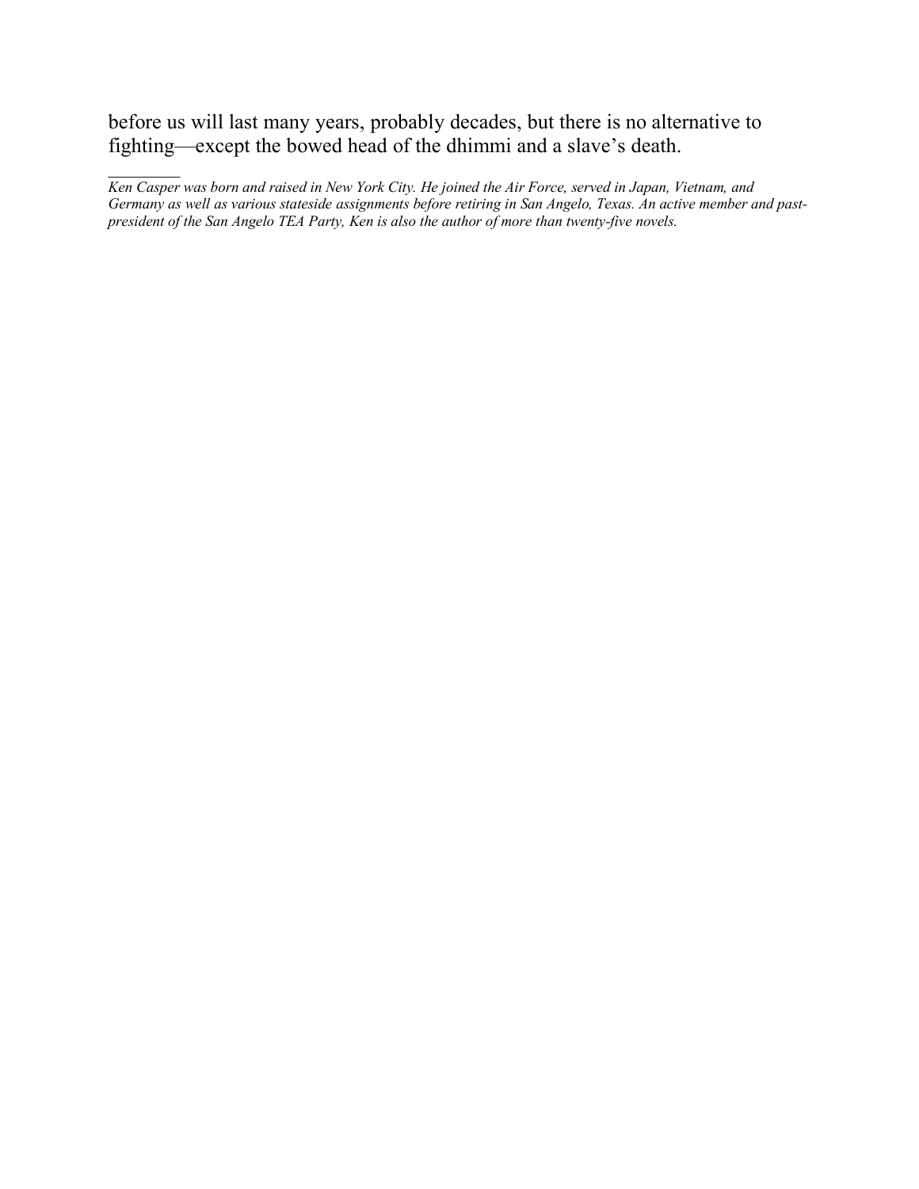before us will last many years, probably decades, but there is no alternative to fighting—except the bowed head of the dhimmi and a slave's death.

________

*Ken Casper was born and raised in New York City. He joined the Air Force, served in Japan, Vietnam, and Germany as well as various stateside assignments before retiring in San Angelo, Texas. An active member and past-president of the San Angelo TEA Party, Ken is also the author of more than twenty-five novels.*